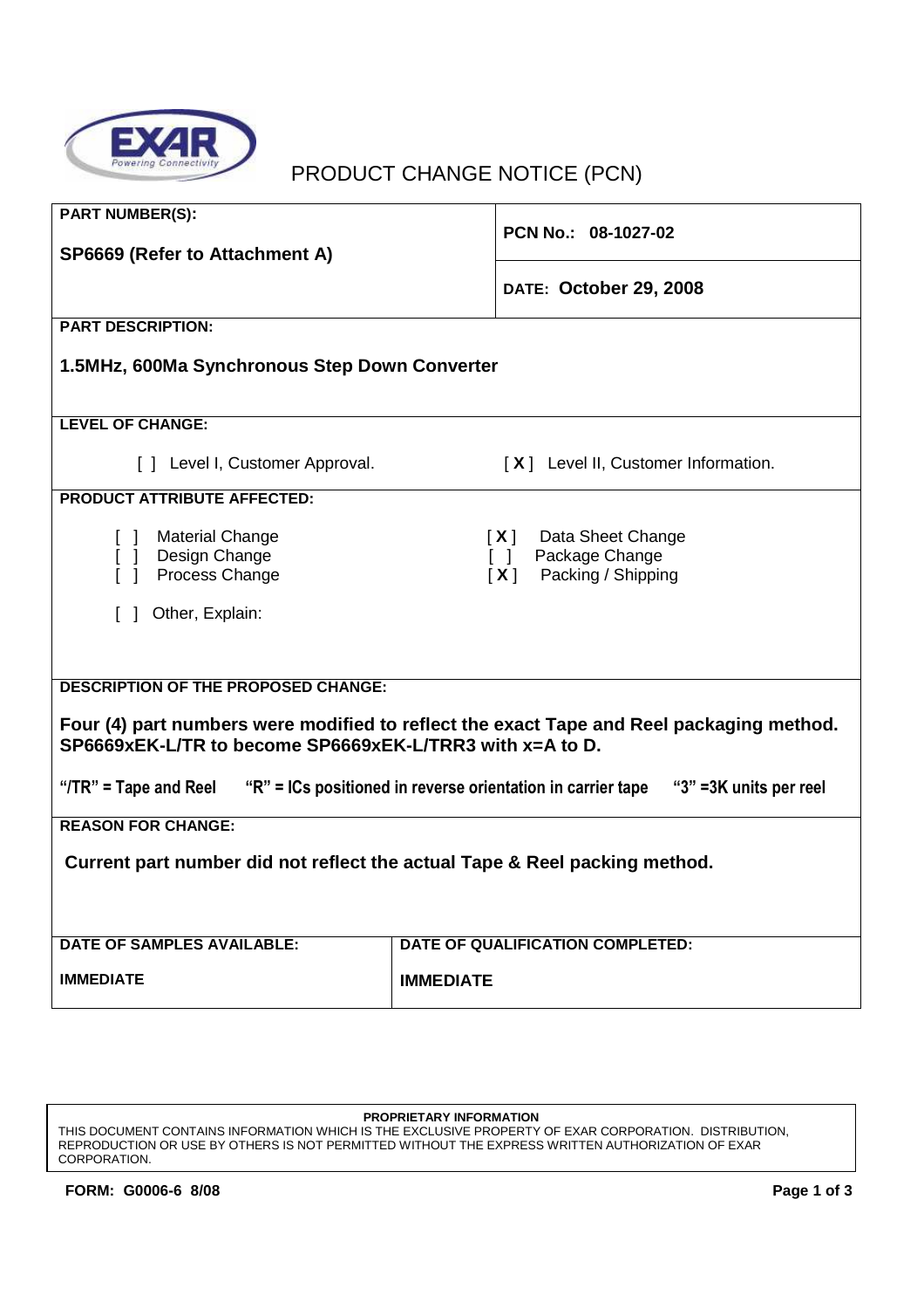# PRODUCT CHANGE NOTICE (PCN)

| PART NUMBER(S): | |
|---|---|
| **SP6669 (Refer to Attachment A)** | **PCN No.: 08-1027-02** |
| | **DATE: October 29, 2008** |

**PART DESCRIPTION:**

**1.5MHz, 600Ma Synchronous Step Down Converter**

**LEVEL OF CHANGE:**

[ ] Level I, Customer Approval. [ **X** ] Level II, Customer Information.

**PRODUCT ATTRIBUTE AFFECTED:**

- [ ] Material Change
- [ ] Design Change
- [ ] Process Change
- [ **X** ] Data Sheet Change
- [ ] Package Change
- [ **X** ] Packing / Shipping
- [ ] Other, Explain:

**DESCRIPTION OF THE PROPOSED CHANGE:**

**Four (4) part numbers were modified to reflect the exact Tape and Reel packaging method. SP6669xEK-L/TR to become SP6669xEK-L/TRR3 with x=A to D.**

**"/TR" = Tape and Reel "R" = ICs positioned in reverse orientation in carrier tape "3" =3K units per reel**

**REASON FOR CHANGE:**

**Current part number did not reflect the actual Tape & Reel packing method.**

| DATE OF SAMPLES AVAILABLE: | DATE OF QUALIFICATION COMPLETED: |
|---|---|
| **IMMEDIATE** | **IMMEDIATE** |

**PROPRIETARY INFORMATION**
THIS DOCUMENT CONTAINS INFORMATION WHICH IS THE EXCLUSIVE PROPERTY OF EXAR CORPORATION. DISTRIBUTION, REPRODUCTION OR USE BY OTHERS IS NOT PERMITTED WITHOUT THE EXPRESS WRITTEN AUTHORIZATION OF EXAR CORPORATION.

**FORM: G0006-6 8/08**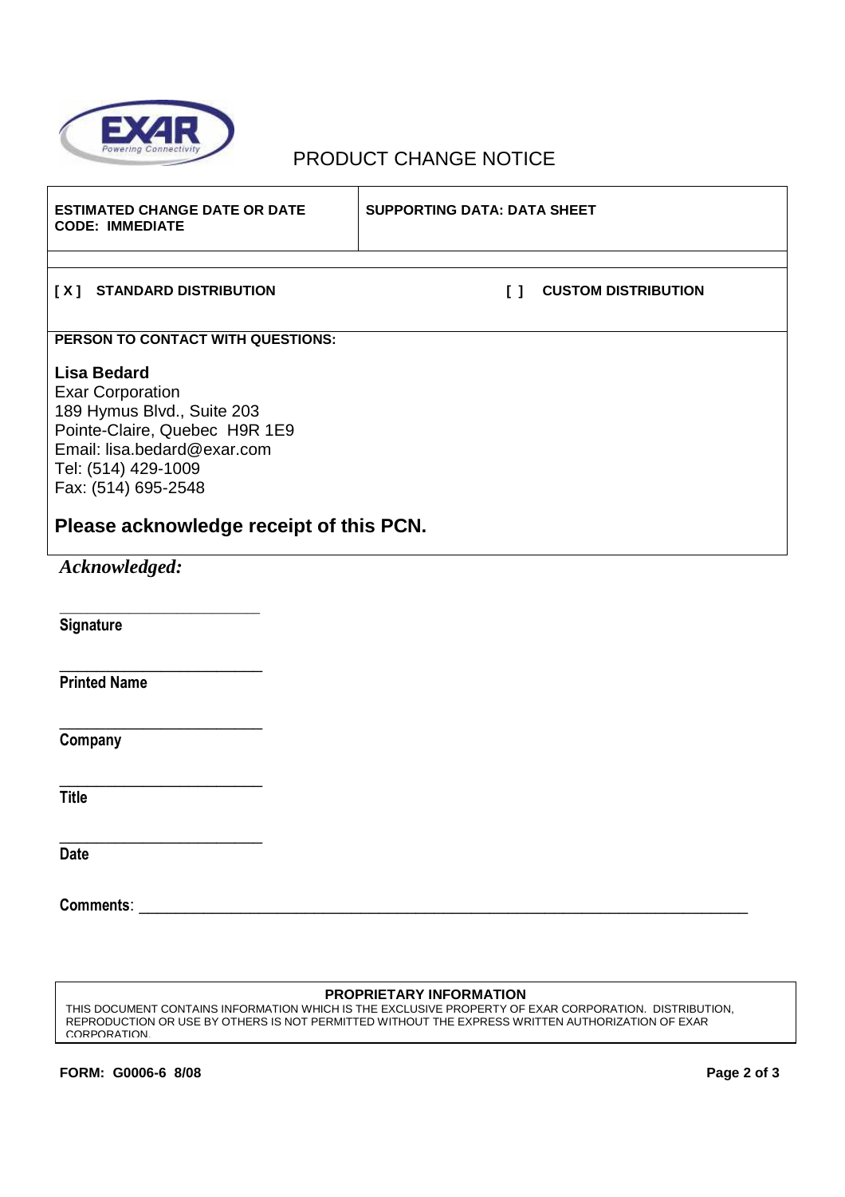# PRODUCT CHANGE NOTICE

| ESTIMATED CHANGE DATE OR DATE CODE: IMMEDIATE | SUPPORTING DATA: DATA SHEET |
| --- | --- |

**[ X ] STANDARD DISTRIBUTION** **[ ] CUSTOM DISTRIBUTION**

**PERSON TO CONTACT WITH QUESTIONS:**

**Lisa Bedard**
Exar Corporation
189 Hymus Blvd., Suite 203
Pointe-Claire, Quebec H9R 1E9
Email: lisa.bedard@exar.com
Tel: (514) 429-1009
Fax: (514) 695-2548

## Please acknowledge receipt of this PCN.

***Acknowledged:***

_________________________
**Signature**

_________________________
**Printed Name**

_________________________
**Company**

_________________________
**Title**

_________________________
**Date**

**Comments**: ______________________________________________________________________________

**PROPRIETARY INFORMATION**
THIS DOCUMENT CONTAINS INFORMATION WHICH IS THE EXCLUSIVE PROPERTY OF EXAR CORPORATION. DISTRIBUTION, REPRODUCTION OR USE BY OTHERS IS NOT PERMITTED WITHOUT THE EXPRESS WRITTEN AUTHORIZATION OF EXAR CORPORATION.

**FORM: G0006-6 8/08**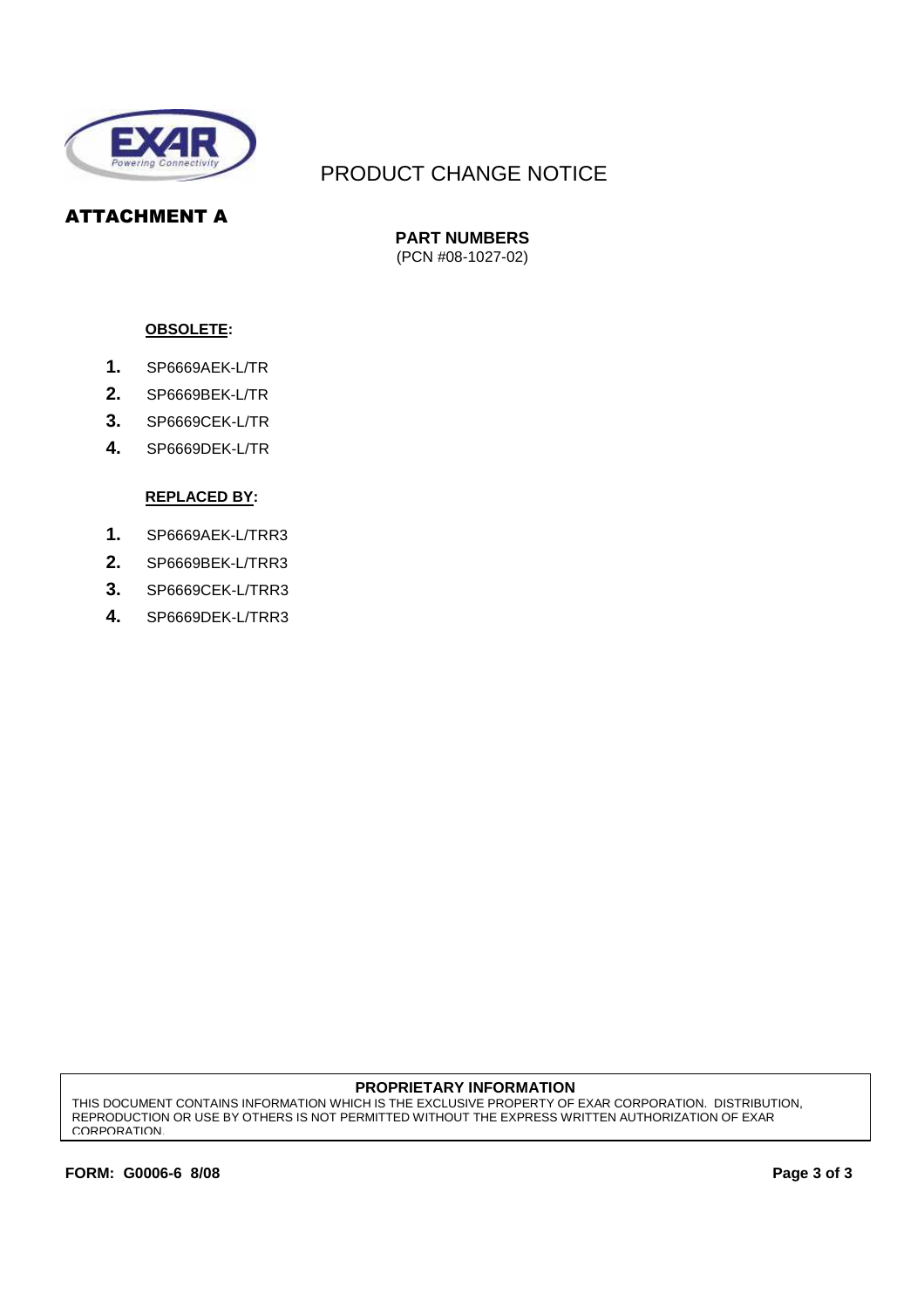# PRODUCT CHANGE NOTICE

## ATTACHMENT A

**PART NUMBERS**
(PCN #08-1027-02)

**OBSOLETE:**

1. SP6669AEK-L/TR
2. SP6669BEK-L/TR
3. SP6669CEK-L/TR
4. SP6669DEK-L/TR

**REPLACED BY:**

1. SP6669AEK-L/TRR3
2. SP6669BEK-L/TRR3
3. SP6669CEK-L/TRR3
4. SP6669DEK-L/TRR3

**PROPRIETARY INFORMATION**

THIS DOCUMENT CONTAINS INFORMATION WHICH IS THE EXCLUSIVE PROPERTY OF EXAR CORPORATION. DISTRIBUTION, REPRODUCTION OR USE BY OTHERS IS NOT PERMITTED WITHOUT THE EXPRESS WRITTEN AUTHORIZATION OF EXAR CORPORATION.

**FORM: G0006-6 8/08**